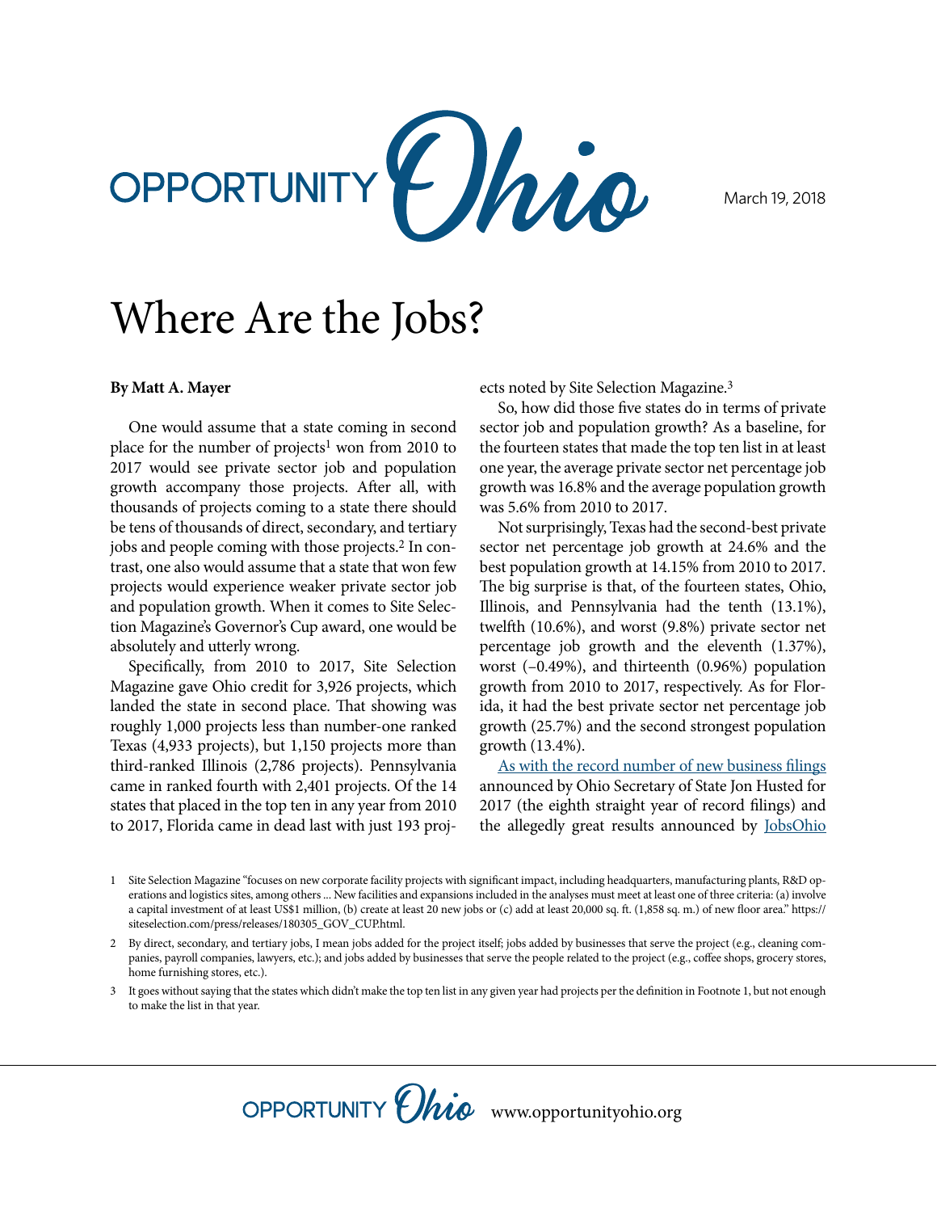OPPORTUNITY Ohio

March 19, 2018

# Where Are the Jobs?

**By Matt A. Mayer**

One would assume that a state coming in second place for the number of projects[1] won from 2010 to 2017 would see private sector job and population growth accompany those projects. After all, with thousands of projects coming to a state there should be tens of thousands of direct, secondary, and tertiary jobs and people coming with those projects.[2] In contrast, one also would assume that a state that won few projects would experience weaker private sector job and population growth. When it comes to Site Selection Magazine's Governor's Cup award, one would be absolutely and utterly wrong.

Specifically, from 2010 to 2017, Site Selection Magazine gave Ohio credit for 3,926 projects, which landed the state in second place. That showing was roughly 1,000 projects less than number-one ranked Texas (4,933 projects), but 1,150 projects more than third-ranked Illinois (2,786 projects). Pennsylvania came in ranked fourth with 2,401 projects. Of the 14 states that placed in the top ten in any year from 2010 to 2017, Florida came in dead last with just 193 projects noted by Site Selection Magazine.[3]

So, how did those five states do in terms of private sector job and population growth? As a baseline, for the fourteen states that made the top ten list in at least one year, the average private sector net percentage job growth was 16.8% and the average population growth was 5.6% from 2010 to 2017.

Not surprisingly, Texas had the second-best private sector net percentage job growth at 24.6% and the best population growth at 14.15% from 2010 to 2017. The big surprise is that, of the fourteen states, Ohio, Illinois, and Pennsylvania had the tenth (13.1%), twelfth (10.6%), and worst (9.8%) private sector net percentage job growth and the eleventh (1.37%), worst (–0.49%), and thirteenth (0.96%) population growth from 2010 to 2017, respectively. As for Florida, it had the best private sector net percentage job growth (25.7%) and the second strongest population growth (13.4%).

As with the record number of new business filings announced by Ohio Secretary of State Jon Husted for 2017 (the eighth straight year of record filings) and the allegedly great results announced by JobsOhio

1 Site Selection Magazine "focuses on new corporate facility projects with significant impact, including headquarters, manufacturing plants, R&D operations and logistics sites, among others ... New facilities and expansions included in the analyses must meet at least one of three criteria: (a) involve a capital investment of at least US$1 million, (b) create at least 20 new jobs or (c) add at least 20,000 sq. ft. (1,858 sq. m.) of new floor area." https://siteselection.com/press/releases/180305_GOV_CUP.html.

2 By direct, secondary, and tertiary jobs, I mean jobs added for the project itself; jobs added by businesses that serve the project (e.g., cleaning companies, payroll companies, lawyers, etc.); and jobs added by businesses that serve the people related to the project (e.g., coffee shops, grocery stores, home furnishing stores, etc.).

3 It goes without saying that the states which didn't make the top ten list in any given year had projects per the definition in Footnote 1, but not enough to make the list in that year.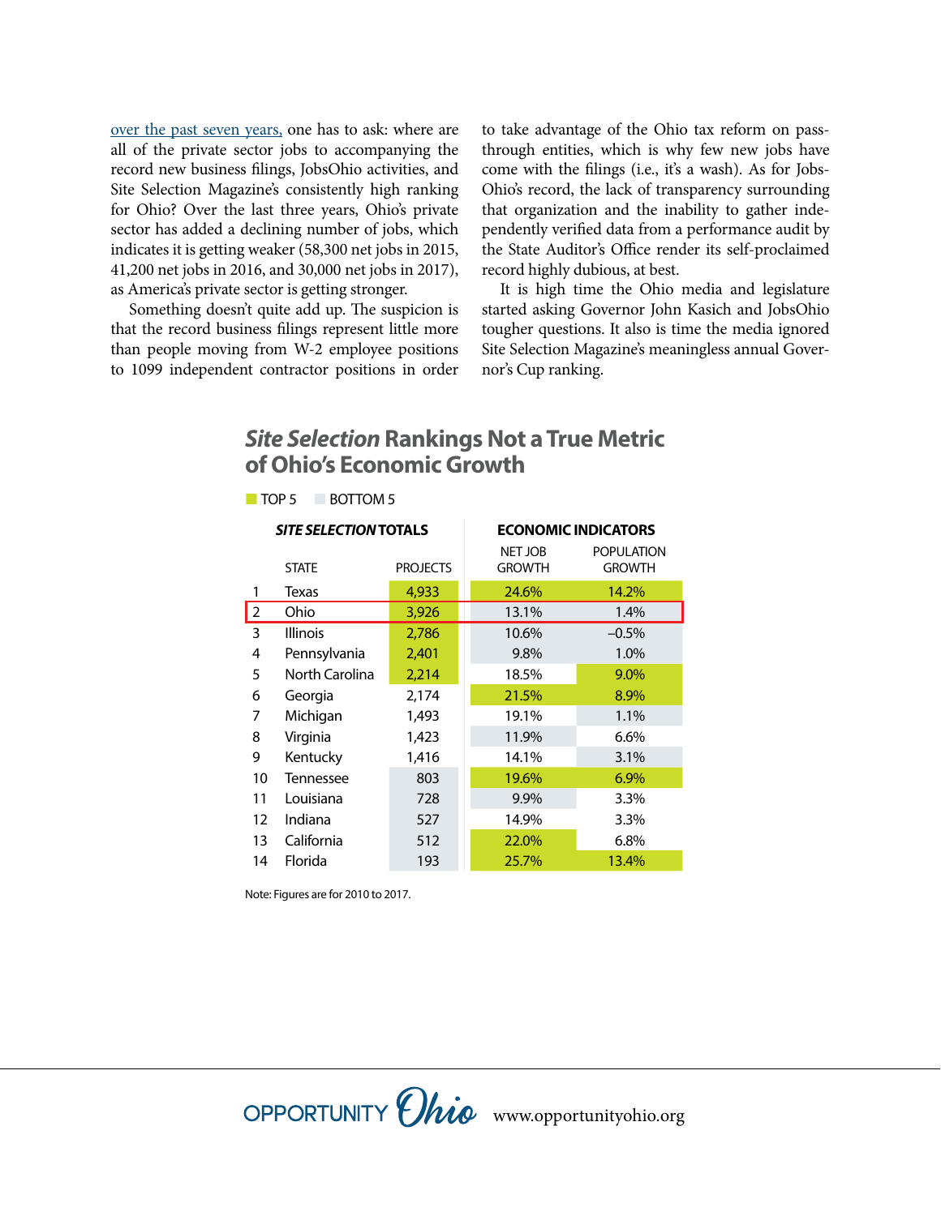[over the past seven years,](#) one has to ask: where are all of the private sector jobs to accompanying the record new business filings, JobsOhio activities, and Site Selection Magazine's consistently high ranking for Ohio? Over the last three years, Ohio's private sector has added a declining number of jobs, which indicates it is getting weaker (58,300 net jobs in 2015, 41,200 net jobs in 2016, and 30,000 net jobs in 2017), as America's private sector is getting stronger.

Something doesn't quite add up. The suspicion is that the record business filings represent little more than people moving from W-2 employee positions to 1099 independent contractor positions in order to take advantage of the Ohio tax reform on pass-through entities, which is why few new jobs have come with the filings (i.e., it's a wash). As for JobsOhio's record, the lack of transparency surrounding that organization and the inability to gather independently verified data from a performance audit by the State Auditor's Office render its self-proclaimed record highly dubious, at best.

It is high time the Ohio media and legislature started asking Governor John Kasich and JobsOhio tougher questions. It also is time the media ignored Site Selection Magazine's meaningless annual Governor's Cup ranking.

## *Site Selection* Rankings Not a True Metric of Ohio's Economic Growth

TOP 5 BOTTOM 5

| | *SITE SELECTION* TOTALS | | ECONOMIC INDICATORS | |
|---|---|---|---|---|
| | STATE | PROJECTS | NET JOB GROWTH | POPULATION GROWTH |
| 1 | Texas | 4,933 | 24.6% | 14.2% |
| 2 | Ohio | 3,926 | 13.1% | 1.4% |
| 3 | Illinois | 2,786 | 10.6% | –0.5% |
| 4 | Pennsylvania | 2,401 | 9.8% | 1.0% |
| 5 | North Carolina | 2,214 | 18.5% | 9.0% |
| 6 | Georgia | 2,174 | 21.5% | 8.9% |
| 7 | Michigan | 1,493 | 19.1% | 1.1% |
| 8 | Virginia | 1,423 | 11.9% | 6.6% |
| 9 | Kentucky | 1,416 | 14.1% | 3.1% |
| 10 | Tennessee | 803 | 19.6% | 6.9% |
| 11 | Louisiana | 728 | 9.9% | 3.3% |
| 12 | Indiana | 527 | 14.9% | 3.3% |
| 13 | California | 512 | 22.0% | 6.8% |
| 14 | Florida | 193 | 25.7% | 13.4% |

Note: Figures are for 2010 to 2017.

OPPORTUNITY Ohio www.opportunityohio.org